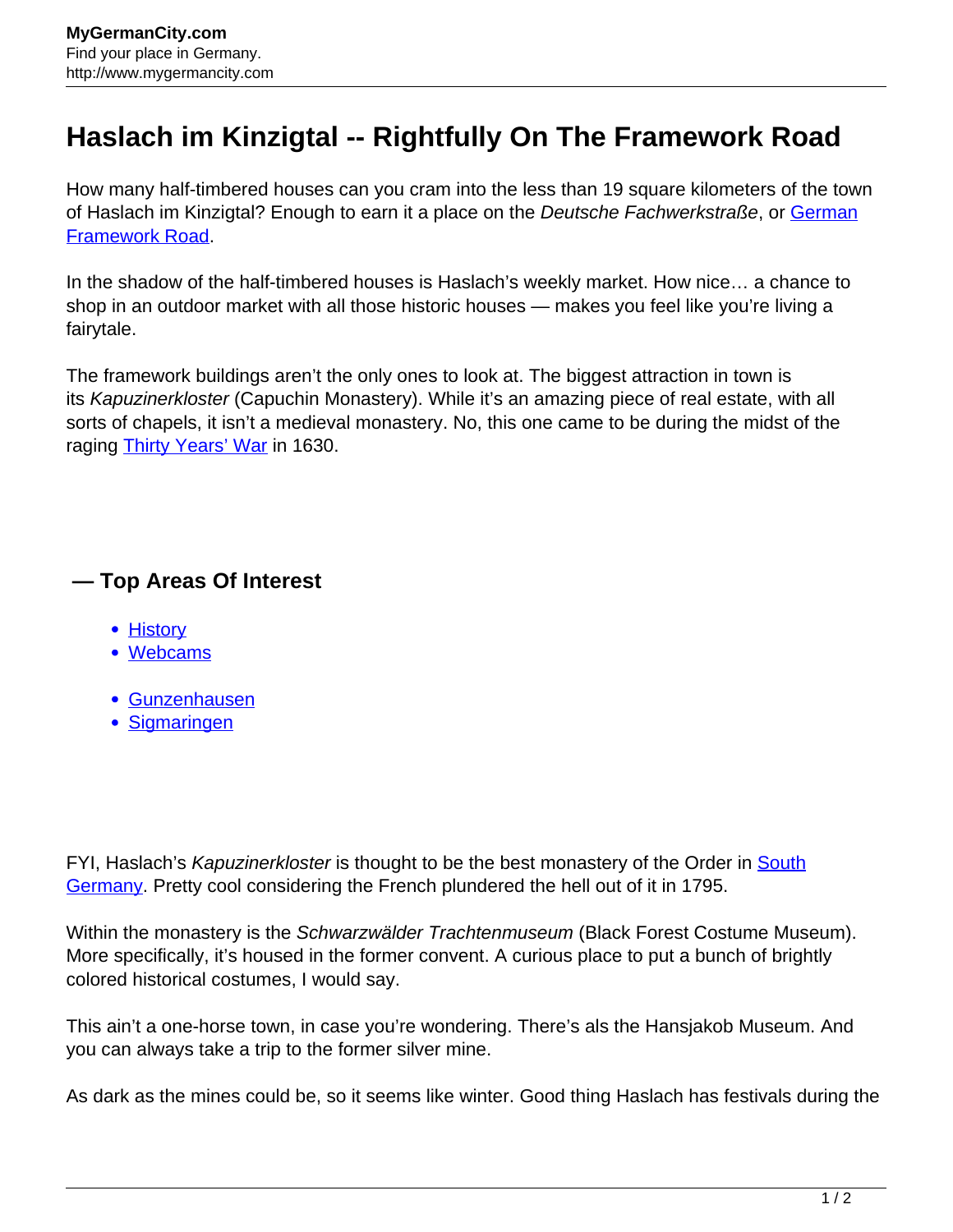# Haslach im Kinzigtal -- Rightfully On The Framework Road

How many half-timbered houses can you cram into the less than 19 square kilometers of the town of Haslach im Kinzigtal? Enough to earn it a place on the *Deutsche Fachwerkstraße*, or German Framework Road.

In the shadow of the half-timbered houses is Haslach's weekly market. How nice… a chance to shop in an outdoor market with all those historic houses — makes you feel like you're living a fairytale.

The framework buildings aren't the only ones to look at. The biggest attraction in town is its *Kapuzinerkloster* (Capuchin Monastery). While it's an amazing piece of real estate, with all sorts of chapels, it isn't a medieval monastery. No, this one came to be during the midst of the raging Thirty Years' War in 1630.

## — Top Areas Of Interest

- History
- Webcams

- Gunzenhausen
- Sigmaringen

FYI, Haslach's *Kapuzinerkloster* is thought to be the best monastery of the Order in South Germany. Pretty cool considering the French plundered the hell out of it in 1795.

Within the monastery is the *Schwarzwälder Trachtenmuseum* (Black Forest Costume Museum). More specifically, it's housed in the former convent. A curious place to put a bunch of brightly colored historical costumes, I would say.

This ain't a one-horse town, in case you're wondering. There's als the Hansjakob Museum. And you can always take a trip to the former silver mine.

As dark as the mines could be, so it seems like winter. Good thing Haslach has festivals during the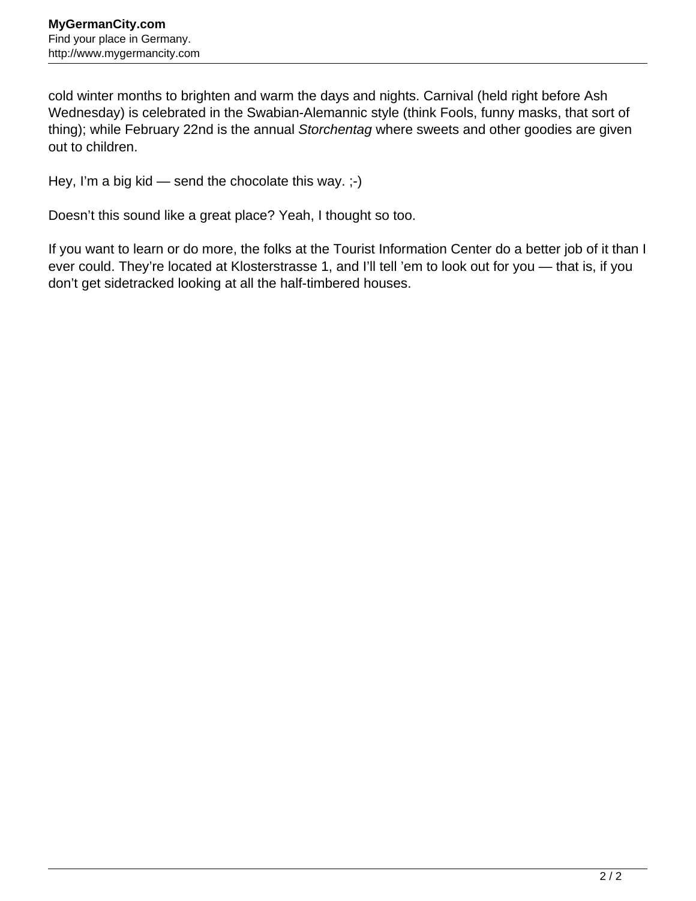cold winter months to brighten and warm the days and nights. Carnival (held right before Ash Wednesday) is celebrated in the Swabian-Alemannic style (think Fools, funny masks, that sort of thing); while February 22nd is the annual *Storchentag* where sweets and other goodies are given out to children.

Hey, I'm a big kid — send the chocolate this way. ;-)

Doesn't this sound like a great place? Yeah, I thought so too.

If you want to learn or do more, the folks at the Tourist Information Center do a better job of it than I ever could. They're located at Klosterstrasse 1, and I'll tell 'em to look out for you — that is, if you don't get sidetracked looking at all the half-timbered houses.